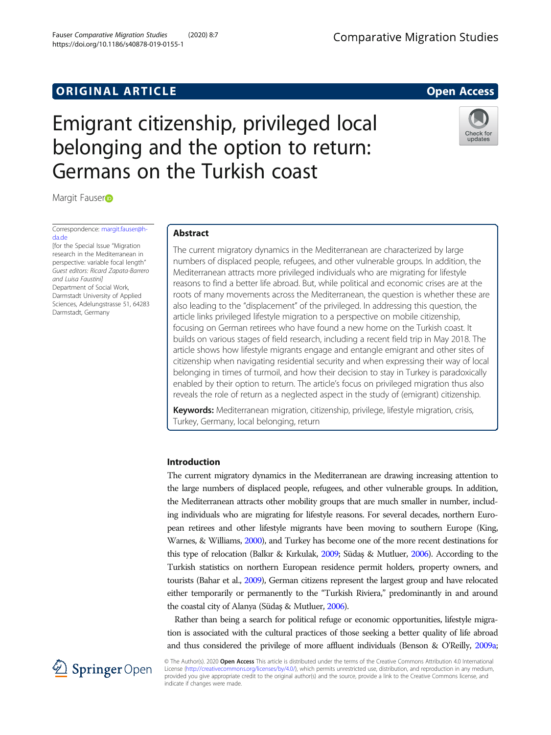ORIGINAL ARTICLE

Open Access

# Emigrant citizenship, privileged local belonging and the option to return: Germans on the Turkish coast

Margit Fauser

Correspondence: margit.fauser@h-da.de
[for the Special Issue "Migration research in the Mediterranean in perspective: variable focal length" *Guest editors: Ricard Zapata-Barrero and Luisa Faustini*]
Department of Social Work, Darmstadt University of Applied Sciences, Adelungstrasse 51, 64283 Darmstadt, Germany

## Abstract

The current migratory dynamics in the Mediterranean are characterized by large numbers of displaced people, refugees, and other vulnerable groups. In addition, the Mediterranean attracts more privileged individuals who are migrating for lifestyle reasons to find a better life abroad. But, while political and economic crises are at the roots of many movements across the Mediterranean, the question is whether these are also leading to the "displacement" of the privileged. In addressing this question, the article links privileged lifestyle migration to a perspective on mobile citizenship, focusing on German retirees who have found a new home on the Turkish coast. It builds on various stages of field research, including a recent field trip in May 2018. The article shows how lifestyle migrants engage and entangle emigrant and other sites of citizenship when navigating residential security and when expressing their way of local belonging in times of turmoil, and how their decision to stay in Turkey is paradoxically enabled by their option to return. The article's focus on privileged migration thus also reveals the role of return as a neglected aspect in the study of (emigrant) citizenship.

**Keywords:** Mediterranean migration, citizenship, privilege, lifestyle migration, crisis, Turkey, Germany, local belonging, return

## Introduction

The current migratory dynamics in the Mediterranean are drawing increasing attention to the large numbers of displaced people, refugees, and other vulnerable groups. In addition, the Mediterranean attracts other mobility groups that are much smaller in number, including individuals who are migrating for lifestyle reasons. For several decades, northern European retirees and other lifestyle migrants have been moving to southern Europe (King, Warnes, & Williams, 2000), and Turkey has become one of the more recent destinations for this type of relocation (Balkır & Kırkulak, 2009; Südaş & Mutluer, 2006). According to the Turkish statistics on northern European residence permit holders, property owners, and tourists (Bahar et al., 2009), German citizens represent the largest group and have relocated either temporarily or permanently to the "Turkish Riviera," predominantly in and around the coastal city of Alanya (Südaş & Mutluer, 2006).

Rather than being a search for political refuge or economic opportunities, lifestyle migration is associated with the cultural practices of those seeking a better quality of life abroad and thus considered the privilege of more affluent individuals (Benson & O'Reilly, 2009a;

© The Author(s). 2020 **Open Access** This article is distributed under the terms of the Creative Commons Attribution 4.0 International License (http://creativecommons.org/licenses/by/4.0/), which permits unrestricted use, distribution, and reproduction in any medium, provided you give appropriate credit to the original author(s) and the source, provide a link to the Creative Commons license, and indicate if changes were made.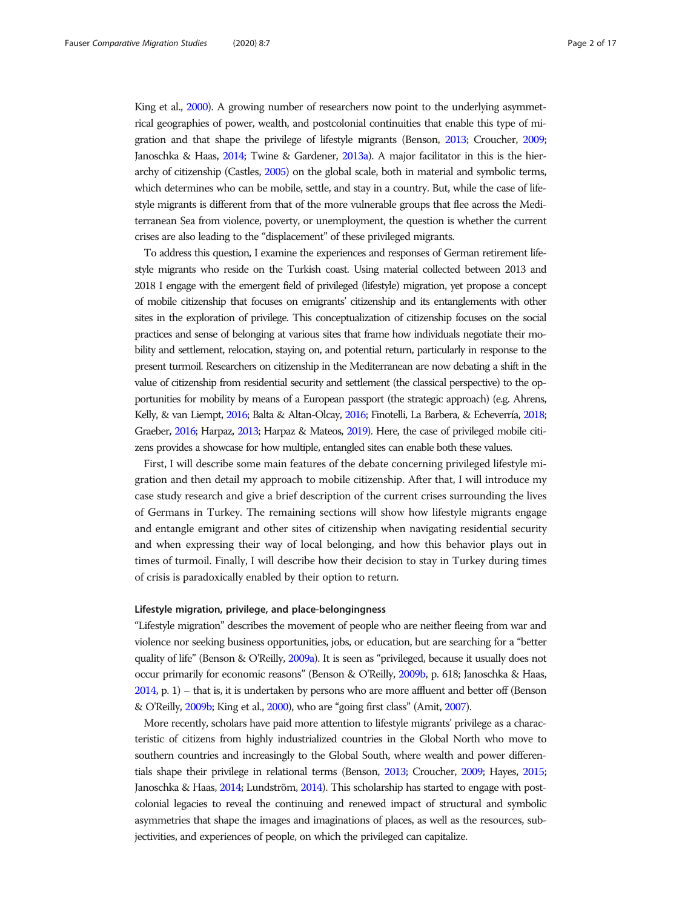King et al., 2000). A growing number of researchers now point to the underlying asymmetrical geographies of power, wealth, and postcolonial continuities that enable this type of migration and that shape the privilege of lifestyle migrants (Benson, 2013; Croucher, 2009; Janoschka & Haas, 2014; Twine & Gardener, 2013a). A major facilitator in this is the hierarchy of citizenship (Castles, 2005) on the global scale, both in material and symbolic terms, which determines who can be mobile, settle, and stay in a country. But, while the case of lifestyle migrants is different from that of the more vulnerable groups that flee across the Mediterranean Sea from violence, poverty, or unemployment, the question is whether the current crises are also leading to the "displacement" of these privileged migrants.

To address this question, I examine the experiences and responses of German retirement lifestyle migrants who reside on the Turkish coast. Using material collected between 2013 and 2018 I engage with the emergent field of privileged (lifestyle) migration, yet propose a concept of mobile citizenship that focuses on emigrants' citizenship and its entanglements with other sites in the exploration of privilege. This conceptualization of citizenship focuses on the social practices and sense of belonging at various sites that frame how individuals negotiate their mobility and settlement, relocation, staying on, and potential return, particularly in response to the present turmoil. Researchers on citizenship in the Mediterranean are now debating a shift in the value of citizenship from residential security and settlement (the classical perspective) to the opportunities for mobility by means of a European passport (the strategic approach) (e.g. Ahrens, Kelly, & van Liempt, 2016; Balta & Altan-Olcay, 2016; Finotelli, La Barbera, & Echeverría, 2018; Graeber, 2016; Harpaz, 2013; Harpaz & Mateos, 2019). Here, the case of privileged mobile citizens provides a showcase for how multiple, entangled sites can enable both these values.

First, I will describe some main features of the debate concerning privileged lifestyle migration and then detail my approach to mobile citizenship. After that, I will introduce my case study research and give a brief description of the current crises surrounding the lives of Germans in Turkey. The remaining sections will show how lifestyle migrants engage and entangle emigrant and other sites of citizenship when navigating residential security and when expressing their way of local belonging, and how this behavior plays out in times of turmoil. Finally, I will describe how their decision to stay in Turkey during times of crisis is paradoxically enabled by their option to return.

### Lifestyle migration, privilege, and place-belongingness

"Lifestyle migration" describes the movement of people who are neither fleeing from war and violence nor seeking business opportunities, jobs, or education, but are searching for a "better quality of life" (Benson & O'Reilly, 2009a). It is seen as "privileged, because it usually does not occur primarily for economic reasons" (Benson & O'Reilly, 2009b, p. 618; Janoschka & Haas, 2014, p. 1) – that is, it is undertaken by persons who are more affluent and better off (Benson & O'Reilly, 2009b; King et al., 2000), who are "going first class" (Amit, 2007).

More recently, scholars have paid more attention to lifestyle migrants' privilege as a characteristic of citizens from highly industrialized countries in the Global North who move to southern countries and increasingly to the Global South, where wealth and power differentials shape their privilege in relational terms (Benson, 2013; Croucher, 2009; Hayes, 2015; Janoschka & Haas, 2014; Lundström, 2014). This scholarship has started to engage with postcolonial legacies to reveal the continuing and renewed impact of structural and symbolic asymmetries that shape the images and imaginations of places, as well as the resources, subjectivities, and experiences of people, on which the privileged can capitalize.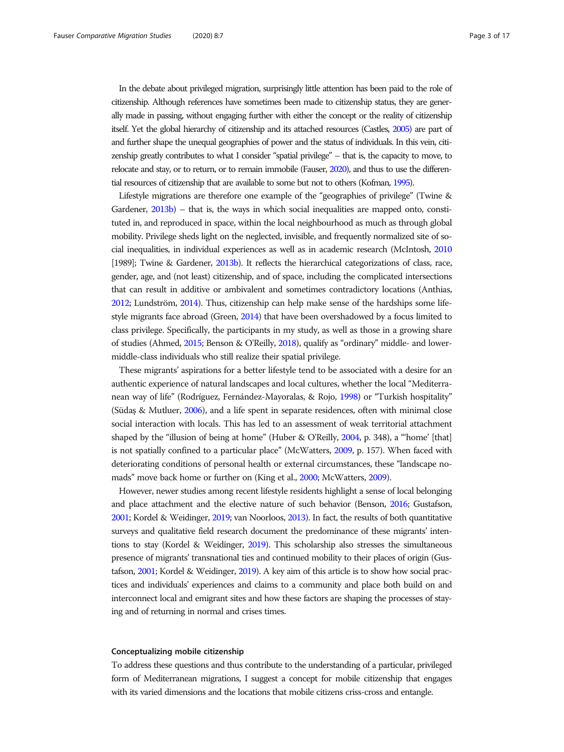In the debate about privileged migration, surprisingly little attention has been paid to the role of citizenship. Although references have sometimes been made to citizenship status, they are generally made in passing, without engaging further with either the concept or the reality of citizenship itself. Yet the global hierarchy of citizenship and its attached resources (Castles, 2005) are part of and further shape the unequal geographies of power and the status of individuals. In this vein, citizenship greatly contributes to what I consider "spatial privilege" – that is, the capacity to move, to relocate and stay, or to return, or to remain immobile (Fauser, 2020), and thus to use the differential resources of citizenship that are available to some but not to others (Kofman, 1995).

Lifestyle migrations are therefore one example of the "geographies of privilege" (Twine & Gardener, 2013b) – that is, the ways in which social inequalities are mapped onto, constituted in, and reproduced in space, within the local neighbourhood as much as through global mobility. Privilege sheds light on the neglected, invisible, and frequently normalized site of social inequalities, in individual experiences as well as in academic research (McIntosh, 2010 [1989]; Twine & Gardener, 2013b). It reflects the hierarchical categorizations of class, race, gender, age, and (not least) citizenship, and of space, including the complicated intersections that can result in additive or ambivalent and sometimes contradictory locations (Anthias, 2012; Lundström, 2014). Thus, citizenship can help make sense of the hardships some lifestyle migrants face abroad (Green, 2014) that have been overshadowed by a focus limited to class privilege. Specifically, the participants in my study, as well as those in a growing share of studies (Ahmed, 2015; Benson & O'Reilly, 2018), qualify as "ordinary" middle- and lower-middle-class individuals who still realize their spatial privilege.

These migrants' aspirations for a better lifestyle tend to be associated with a desire for an authentic experience of natural landscapes and local cultures, whether the local "Mediterranean way of life" (Rodríguez, Fernández-Mayoralas, & Rojo, 1998) or "Turkish hospitality" (Südaş & Mutluer, 2006), and a life spent in separate residences, often with minimal close social interaction with locals. This has led to an assessment of weak territorial attachment shaped by the "illusion of being at home" (Huber & O'Reilly, 2004, p. 348), a "'home' [that] is not spatially confined to a particular place" (McWatters, 2009, p. 157). When faced with deteriorating conditions of personal health or external circumstances, these "landscape nomads" move back home or further on (King et al., 2000; McWatters, 2009).

However, newer studies among recent lifestyle residents highlight a sense of local belonging and place attachment and the elective nature of such behavior (Benson, 2016; Gustafson, 2001; Kordel & Weidinger, 2019; van Noorloos, 2013). In fact, the results of both quantitative surveys and qualitative field research document the predominance of these migrants' intentions to stay (Kordel & Weidinger, 2019). This scholarship also stresses the simultaneous presence of migrants' transnational ties and continued mobility to their places of origin (Gustafson, 2001; Kordel & Weidinger, 2019). A key aim of this article is to show how social practices and individuals' experiences and claims to a community and place both build on and interconnect local and emigrant sites and how these factors are shaping the processes of staying and of returning in normal and crises times.

### Conceptualizing mobile citizenship

To address these questions and thus contribute to the understanding of a particular, privileged form of Mediterranean migrations, I suggest a concept for mobile citizenship that engages with its varied dimensions and the locations that mobile citizens criss-cross and entangle.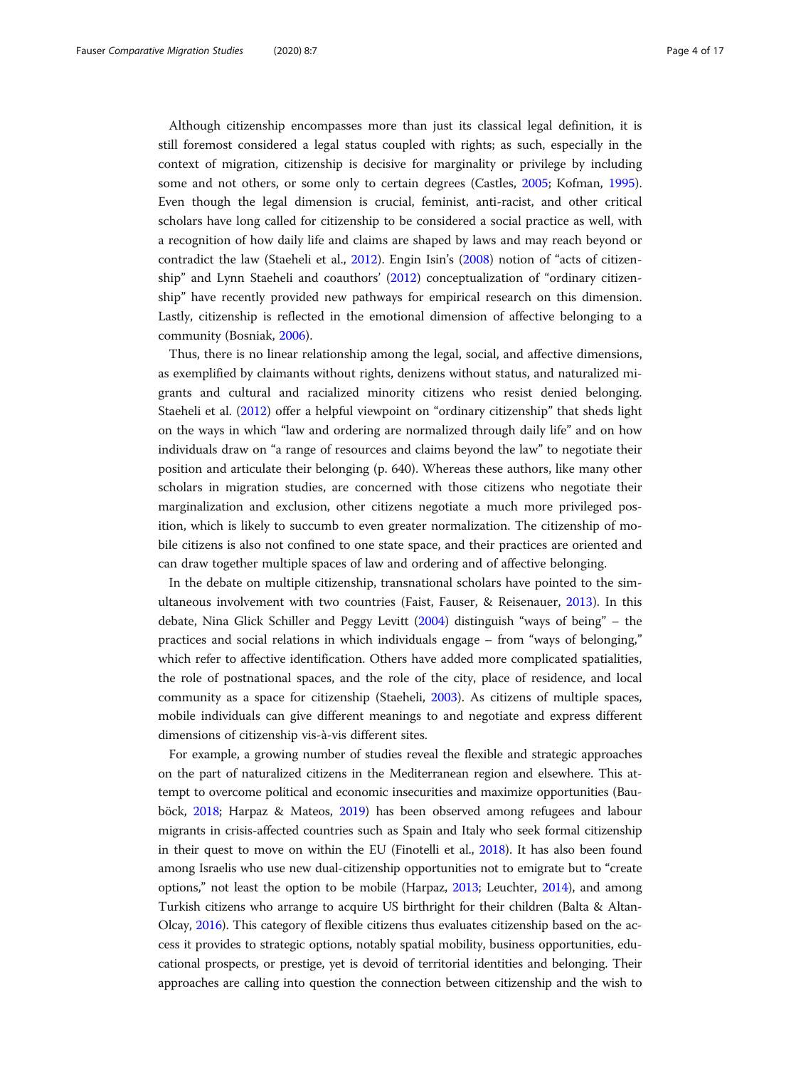Although citizenship encompasses more than just its classical legal definition, it is still foremost considered a legal status coupled with rights; as such, especially in the context of migration, citizenship is decisive for marginality or privilege by including some and not others, or some only to certain degrees (Castles, 2005; Kofman, 1995). Even though the legal dimension is crucial, feminist, anti-racist, and other critical scholars have long called for citizenship to be considered a social practice as well, with a recognition of how daily life and claims are shaped by laws and may reach beyond or contradict the law (Staeheli et al., 2012). Engin Isin's (2008) notion of "acts of citizenship" and Lynn Staeheli and coauthors' (2012) conceptualization of "ordinary citizenship" have recently provided new pathways for empirical research on this dimension. Lastly, citizenship is reflected in the emotional dimension of affective belonging to a community (Bosniak, 2006).

Thus, there is no linear relationship among the legal, social, and affective dimensions, as exemplified by claimants without rights, denizens without status, and naturalized migrants and cultural and racialized minority citizens who resist denied belonging. Staeheli et al. (2012) offer a helpful viewpoint on "ordinary citizenship" that sheds light on the ways in which "law and ordering are normalized through daily life" and on how individuals draw on "a range of resources and claims beyond the law" to negotiate their position and articulate their belonging (p. 640). Whereas these authors, like many other scholars in migration studies, are concerned with those citizens who negotiate their marginalization and exclusion, other citizens negotiate a much more privileged position, which is likely to succumb to even greater normalization. The citizenship of mobile citizens is also not confined to one state space, and their practices are oriented and can draw together multiple spaces of law and ordering and of affective belonging.

In the debate on multiple citizenship, transnational scholars have pointed to the simultaneous involvement with two countries (Faist, Fauser, & Reisenauer, 2013). In this debate, Nina Glick Schiller and Peggy Levitt (2004) distinguish "ways of being" – the practices and social relations in which individuals engage – from "ways of belonging," which refer to affective identification. Others have added more complicated spatialities, the role of postnational spaces, and the role of the city, place of residence, and local community as a space for citizenship (Staeheli, 2003). As citizens of multiple spaces, mobile individuals can give different meanings to and negotiate and express different dimensions of citizenship vis-à-vis different sites.

For example, a growing number of studies reveal the flexible and strategic approaches on the part of naturalized citizens in the Mediterranean region and elsewhere. This attempt to overcome political and economic insecurities and maximize opportunities (Bauböck, 2018; Harpaz & Mateos, 2019) has been observed among refugees and labour migrants in crisis-affected countries such as Spain and Italy who seek formal citizenship in their quest to move on within the EU (Finotelli et al., 2018). It has also been found among Israelis who use new dual-citizenship opportunities not to emigrate but to "create options," not least the option to be mobile (Harpaz, 2013; Leuchter, 2014), and among Turkish citizens who arrange to acquire US birthright for their children (Balta & Altan-Olcay, 2016). This category of flexible citizens thus evaluates citizenship based on the access it provides to strategic options, notably spatial mobility, business opportunities, educational prospects, or prestige, yet is devoid of territorial identities and belonging. Their approaches are calling into question the connection between citizenship and the wish to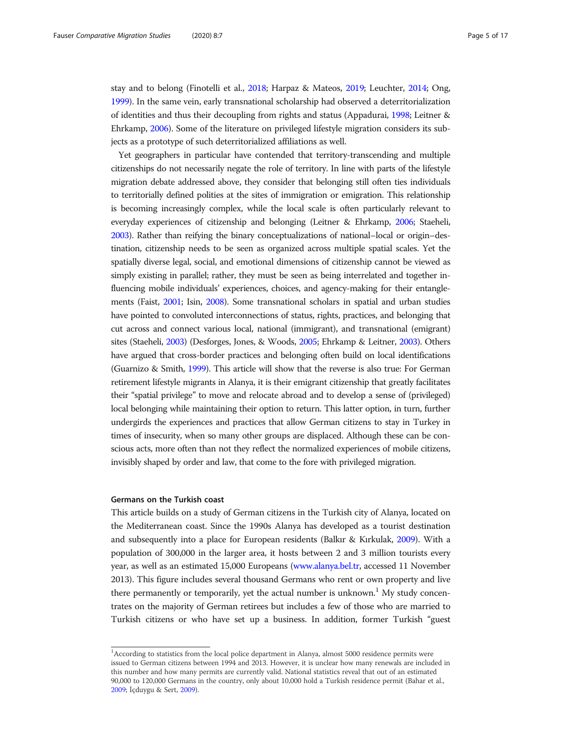stay and to belong (Finotelli et al., 2018; Harpaz & Mateos, 2019; Leuchter, 2014; Ong, 1999). In the same vein, early transnational scholarship had observed a deterritorialization of identities and thus their decoupling from rights and status (Appadurai, 1998; Leitner & Ehrkamp, 2006). Some of the literature on privileged lifestyle migration considers its subjects as a prototype of such deterritorialized affiliations as well.

Yet geographers in particular have contended that territory-transcending and multiple citizenships do not necessarily negate the role of territory. In line with parts of the lifestyle migration debate addressed above, they consider that belonging still often ties individuals to territorially defined polities at the sites of immigration or emigration. This relationship is becoming increasingly complex, while the local scale is often particularly relevant to everyday experiences of citizenship and belonging (Leitner & Ehrkamp, 2006; Staeheli, 2003). Rather than reifying the binary conceptualizations of national–local or origin–destination, citizenship needs to be seen as organized across multiple spatial scales. Yet the spatially diverse legal, social, and emotional dimensions of citizenship cannot be viewed as simply existing in parallel; rather, they must be seen as being interrelated and together influencing mobile individuals' experiences, choices, and agency-making for their entanglements (Faist, 2001; Isin, 2008). Some transnational scholars in spatial and urban studies have pointed to convoluted interconnections of status, rights, practices, and belonging that cut across and connect various local, national (immigrant), and transnational (emigrant) sites (Staeheli, 2003) (Desforges, Jones, & Woods, 2005; Ehrkamp & Leitner, 2003). Others have argued that cross-border practices and belonging often build on local identifications (Guarnizo & Smith, 1999). This article will show that the reverse is also true: For German retirement lifestyle migrants in Alanya, it is their emigrant citizenship that greatly facilitates their "spatial privilege" to move and relocate abroad and to develop a sense of (privileged) local belonging while maintaining their option to return. This latter option, in turn, further undergirds the experiences and practices that allow German citizens to stay in Turkey in times of insecurity, when so many other groups are displaced. Although these can be conscious acts, more often than not they reflect the normalized experiences of mobile citizens, invisibly shaped by order and law, that come to the fore with privileged migration.

## Germans on the Turkish coast

This article builds on a study of German citizens in the Turkish city of Alanya, located on the Mediterranean coast. Since the 1990s Alanya has developed as a tourist destination and subsequently into a place for European residents (Balkır & Kırkulak, 2009). With a population of 300,000 in the larger area, it hosts between 2 and 3 million tourists every year, as well as an estimated 15,000 Europeans (www.alanya.bel.tr, accessed 11 November 2013). This figure includes several thousand Germans who rent or own property and live there permanently or temporarily, yet the actual number is unknown.[1] My study concentrates on the majority of German retirees but includes a few of those who are married to Turkish citizens or who have set up a business. In addition, former Turkish "guest

[1] According to statistics from the local police department in Alanya, almost 5000 residence permits were issued to German citizens between 1994 and 2013. However, it is unclear how many renewals are included in this number and how many permits are currently valid. National statistics reveal that out of an estimated 90,000 to 120,000 Germans in the country, only about 10,000 hold a Turkish residence permit (Bahar et al., 2009; İçduygu & Sert, 2009).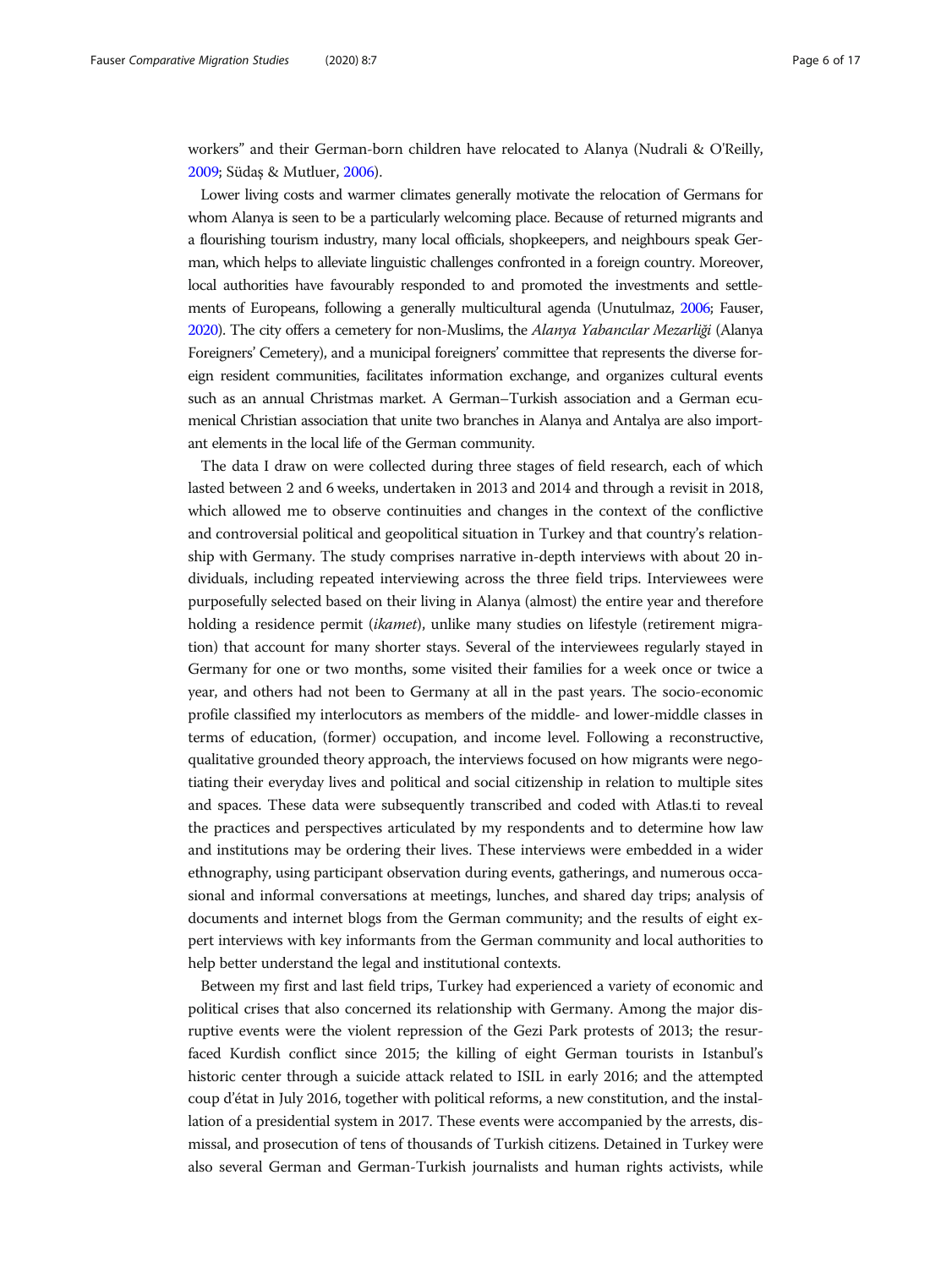workers" and their German-born children have relocated to Alanya (Nudrali & O'Reilly, 2009; Südaş & Mutluer, 2006).

Lower living costs and warmer climates generally motivate the relocation of Germans for whom Alanya is seen to be a particularly welcoming place. Because of returned migrants and a flourishing tourism industry, many local officials, shopkeepers, and neighbours speak German, which helps to alleviate linguistic challenges confronted in a foreign country. Moreover, local authorities have favourably responded to and promoted the investments and settlements of Europeans, following a generally multicultural agenda (Unutulmaz, 2006; Fauser, 2020). The city offers a cemetery for non-Muslims, the *Alanya Yabancılar Mezarliği* (Alanya Foreigners' Cemetery), and a municipal foreigners' committee that represents the diverse foreign resident communities, facilitates information exchange, and organizes cultural events such as an annual Christmas market. A German–Turkish association and a German ecumenical Christian association that unite two branches in Alanya and Antalya are also important elements in the local life of the German community.

The data I draw on were collected during three stages of field research, each of which lasted between 2 and 6 weeks, undertaken in 2013 and 2014 and through a revisit in 2018, which allowed me to observe continuities and changes in the context of the conflictive and controversial political and geopolitical situation in Turkey and that country's relationship with Germany. The study comprises narrative in-depth interviews with about 20 individuals, including repeated interviewing across the three field trips. Interviewees were purposefully selected based on their living in Alanya (almost) the entire year and therefore holding a residence permit (*ikamet*), unlike many studies on lifestyle (retirement migration) that account for many shorter stays. Several of the interviewees regularly stayed in Germany for one or two months, some visited their families for a week once or twice a year, and others had not been to Germany at all in the past years. The socio-economic profile classified my interlocutors as members of the middle- and lower-middle classes in terms of education, (former) occupation, and income level. Following a reconstructive, qualitative grounded theory approach, the interviews focused on how migrants were negotiating their everyday lives and political and social citizenship in relation to multiple sites and spaces. These data were subsequently transcribed and coded with Atlas.ti to reveal the practices and perspectives articulated by my respondents and to determine how law and institutions may be ordering their lives. These interviews were embedded in a wider ethnography, using participant observation during events, gatherings, and numerous occasional and informal conversations at meetings, lunches, and shared day trips; analysis of documents and internet blogs from the German community; and the results of eight expert interviews with key informants from the German community and local authorities to help better understand the legal and institutional contexts.

Between my first and last field trips, Turkey had experienced a variety of economic and political crises that also concerned its relationship with Germany. Among the major disruptive events were the violent repression of the Gezi Park protests of 2013; the resurfaced Kurdish conflict since 2015; the killing of eight German tourists in Istanbul's historic center through a suicide attack related to ISIL in early 2016; and the attempted coup d'état in July 2016, together with political reforms, a new constitution, and the installation of a presidential system in 2017. These events were accompanied by the arrests, dismissal, and prosecution of tens of thousands of Turkish citizens. Detained in Turkey were also several German and German-Turkish journalists and human rights activists, while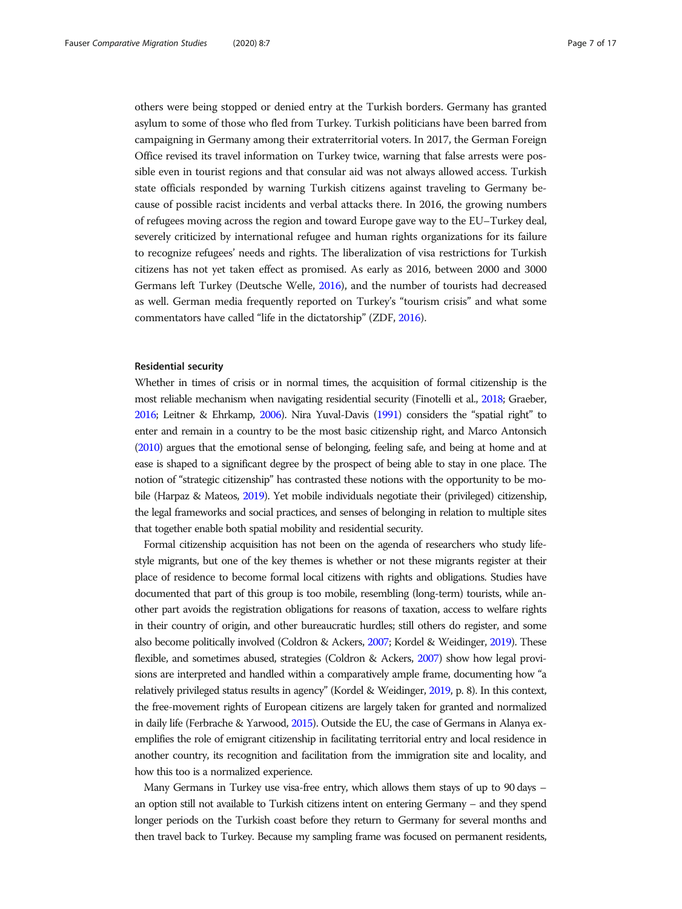others were being stopped or denied entry at the Turkish borders. Germany has granted asylum to some of those who fled from Turkey. Turkish politicians have been barred from campaigning in Germany among their extraterritorial voters. In 2017, the German Foreign Office revised its travel information on Turkey twice, warning that false arrests were possible even in tourist regions and that consular aid was not always allowed access. Turkish state officials responded by warning Turkish citizens against traveling to Germany because of possible racist incidents and verbal attacks there. In 2016, the growing numbers of refugees moving across the region and toward Europe gave way to the EU–Turkey deal, severely criticized by international refugee and human rights organizations for its failure to recognize refugees' needs and rights. The liberalization of visa restrictions for Turkish citizens has not yet taken effect as promised. As early as 2016, between 2000 and 3000 Germans left Turkey (Deutsche Welle, 2016), and the number of tourists had decreased as well. German media frequently reported on Turkey's "tourism crisis" and what some commentators have called "life in the dictatorship" (ZDF, 2016).

#### Residential security

Whether in times of crisis or in normal times, the acquisition of formal citizenship is the most reliable mechanism when navigating residential security (Finotelli et al., 2018; Graeber, 2016; Leitner & Ehrkamp, 2006). Nira Yuval-Davis (1991) considers the "spatial right" to enter and remain in a country to be the most basic citizenship right, and Marco Antonsich (2010) argues that the emotional sense of belonging, feeling safe, and being at home and at ease is shaped to a significant degree by the prospect of being able to stay in one place. The notion of "strategic citizenship" has contrasted these notions with the opportunity to be mobile (Harpaz & Mateos, 2019). Yet mobile individuals negotiate their (privileged) citizenship, the legal frameworks and social practices, and senses of belonging in relation to multiple sites that together enable both spatial mobility and residential security.

Formal citizenship acquisition has not been on the agenda of researchers who study lifestyle migrants, but one of the key themes is whether or not these migrants register at their place of residence to become formal local citizens with rights and obligations. Studies have documented that part of this group is too mobile, resembling (long-term) tourists, while another part avoids the registration obligations for reasons of taxation, access to welfare rights in their country of origin, and other bureaucratic hurdles; still others do register, and some also become politically involved (Coldron & Ackers, 2007; Kordel & Weidinger, 2019). These flexible, and sometimes abused, strategies (Coldron & Ackers, 2007) show how legal provisions are interpreted and handled within a comparatively ample frame, documenting how "a relatively privileged status results in agency" (Kordel & Weidinger, 2019, p. 8). In this context, the free-movement rights of European citizens are largely taken for granted and normalized in daily life (Ferbrache & Yarwood, 2015). Outside the EU, the case of Germans in Alanya exemplifies the role of emigrant citizenship in facilitating territorial entry and local residence in another country, its recognition and facilitation from the immigration site and locality, and how this too is a normalized experience.

Many Germans in Turkey use visa-free entry, which allows them stays of up to 90 days – an option still not available to Turkish citizens intent on entering Germany – and they spend longer periods on the Turkish coast before they return to Germany for several months and then travel back to Turkey. Because my sampling frame was focused on permanent residents,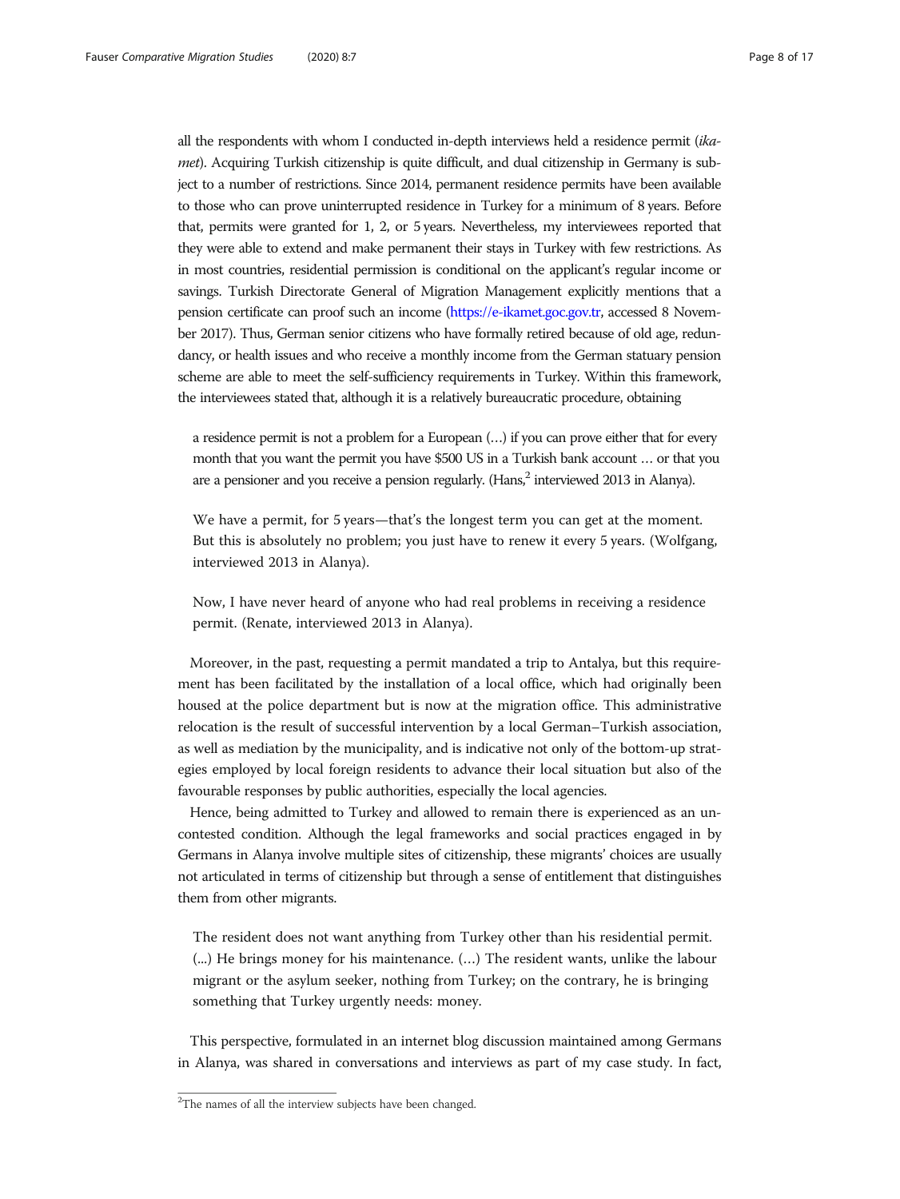all the respondents with whom I conducted in-depth interviews held a residence permit (*ikamet*). Acquiring Turkish citizenship is quite difficult, and dual citizenship in Germany is subject to a number of restrictions. Since 2014, permanent residence permits have been available to those who can prove uninterrupted residence in Turkey for a minimum of 8 years. Before that, permits were granted for 1, 2, or 5 years. Nevertheless, my interviewees reported that they were able to extend and make permanent their stays in Turkey with few restrictions. As in most countries, residential permission is conditional on the applicant's regular income or savings. Turkish Directorate General of Migration Management explicitly mentions that a pension certificate can proof such an income (https://e-ikamet.goc.gov.tr, accessed 8 November 2017). Thus, German senior citizens who have formally retired because of old age, redundancy, or health issues and who receive a monthly income from the German statuary pension scheme are able to meet the self-sufficiency requirements in Turkey. Within this framework, the interviewees stated that, although it is a relatively bureaucratic procedure, obtaining

> a residence permit is not a problem for a European (…) if you can prove either that for every month that you want the permit you have $500 US in a Turkish bank account … or that you are a pensioner and you receive a pension regularly. (Hans,[2] interviewed 2013 in Alanya).

> We have a permit, for 5 years—that's the longest term you can get at the moment. But this is absolutely no problem; you just have to renew it every 5 years. (Wolfgang, interviewed 2013 in Alanya).

> Now, I have never heard of anyone who had real problems in receiving a residence permit. (Renate, interviewed 2013 in Alanya).

Moreover, in the past, requesting a permit mandated a trip to Antalya, but this requirement has been facilitated by the installation of a local office, which had originally been housed at the police department but is now at the migration office. This administrative relocation is the result of successful intervention by a local German–Turkish association, as well as mediation by the municipality, and is indicative not only of the bottom-up strategies employed by local foreign residents to advance their local situation but also of the favourable responses by public authorities, especially the local agencies.

Hence, being admitted to Turkey and allowed to remain there is experienced as an uncontested condition. Although the legal frameworks and social practices engaged in by Germans in Alanya involve multiple sites of citizenship, these migrants' choices are usually not articulated in terms of citizenship but through a sense of entitlement that distinguishes them from other migrants.

> The resident does not want anything from Turkey other than his residential permit. (...) He brings money for his maintenance. (…) The resident wants, unlike the labour migrant or the asylum seeker, nothing from Turkey; on the contrary, he is bringing something that Turkey urgently needs: money.

This perspective, formulated in an internet blog discussion maintained among Germans in Alanya, was shared in conversations and interviews as part of my case study. In fact,

[2] The names of all the interview subjects have been changed.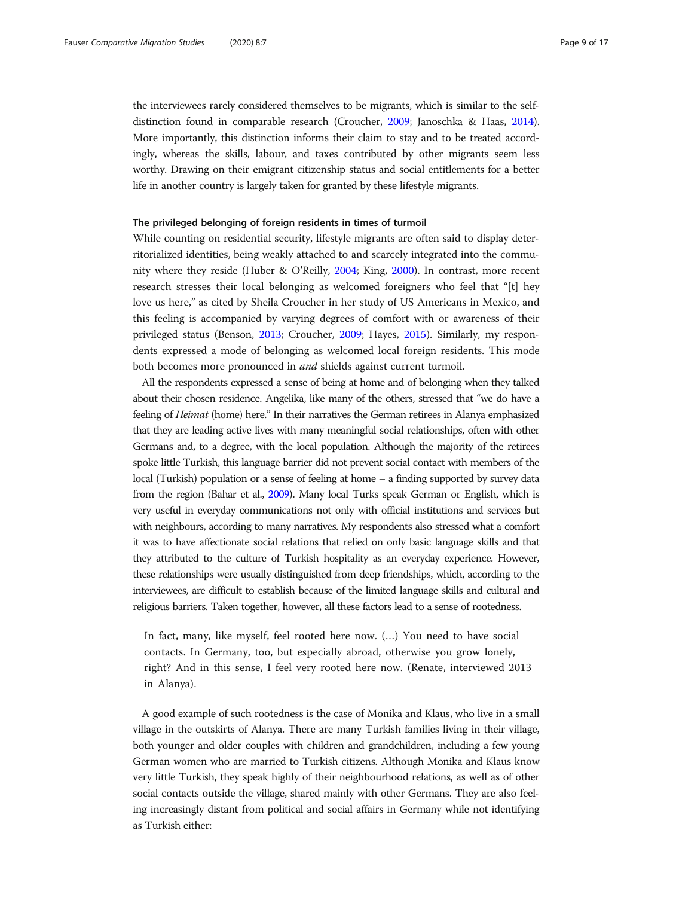the interviewees rarely considered themselves to be migrants, which is similar to the self-distinction found in comparable research (Croucher, 2009; Janoschka & Haas, 2014). More importantly, this distinction informs their claim to stay and to be treated accordingly, whereas the skills, labour, and taxes contributed by other migrants seem less worthy. Drawing on their emigrant citizenship status and social entitlements for a better life in another country is largely taken for granted by these lifestyle migrants.

#### The privileged belonging of foreign residents in times of turmoil

While counting on residential security, lifestyle migrants are often said to display deterritorialized identities, being weakly attached to and scarcely integrated into the community where they reside (Huber & O'Reilly, 2004; King, 2000). In contrast, more recent research stresses their local belonging as welcomed foreigners who feel that "[t] hey love us here," as cited by Sheila Croucher in her study of US Americans in Mexico, and this feeling is accompanied by varying degrees of comfort with or awareness of their privileged status (Benson, 2013; Croucher, 2009; Hayes, 2015). Similarly, my respondents expressed a mode of belonging as welcomed local foreign residents. This mode both becomes more pronounced in *and* shields against current turmoil.

All the respondents expressed a sense of being at home and of belonging when they talked about their chosen residence. Angelika, like many of the others, stressed that "we do have a feeling of *Heimat* (home) here." In their narratives the German retirees in Alanya emphasized that they are leading active lives with many meaningful social relationships, often with other Germans and, to a degree, with the local population. Although the majority of the retirees spoke little Turkish, this language barrier did not prevent social contact with members of the local (Turkish) population or a sense of feeling at home – a finding supported by survey data from the region (Bahar et al., 2009). Many local Turks speak German or English, which is very useful in everyday communications not only with official institutions and services but with neighbours, according to many narratives. My respondents also stressed what a comfort it was to have affectionate social relations that relied on only basic language skills and that they attributed to the culture of Turkish hospitality as an everyday experience. However, these relationships were usually distinguished from deep friendships, which, according to the interviewees, are difficult to establish because of the limited language skills and cultural and religious barriers. Taken together, however, all these factors lead to a sense of rootedness.

> In fact, many, like myself, feel rooted here now. (…) You need to have social contacts. In Germany, too, but especially abroad, otherwise you grow lonely, right? And in this sense, I feel very rooted here now. (Renate, interviewed 2013 in Alanya).

A good example of such rootedness is the case of Monika and Klaus, who live in a small village in the outskirts of Alanya. There are many Turkish families living in their village, both younger and older couples with children and grandchildren, including a few young German women who are married to Turkish citizens. Although Monika and Klaus know very little Turkish, they speak highly of their neighbourhood relations, as well as of other social contacts outside the village, shared mainly with other Germans. They are also feeling increasingly distant from political and social affairs in Germany while not identifying as Turkish either: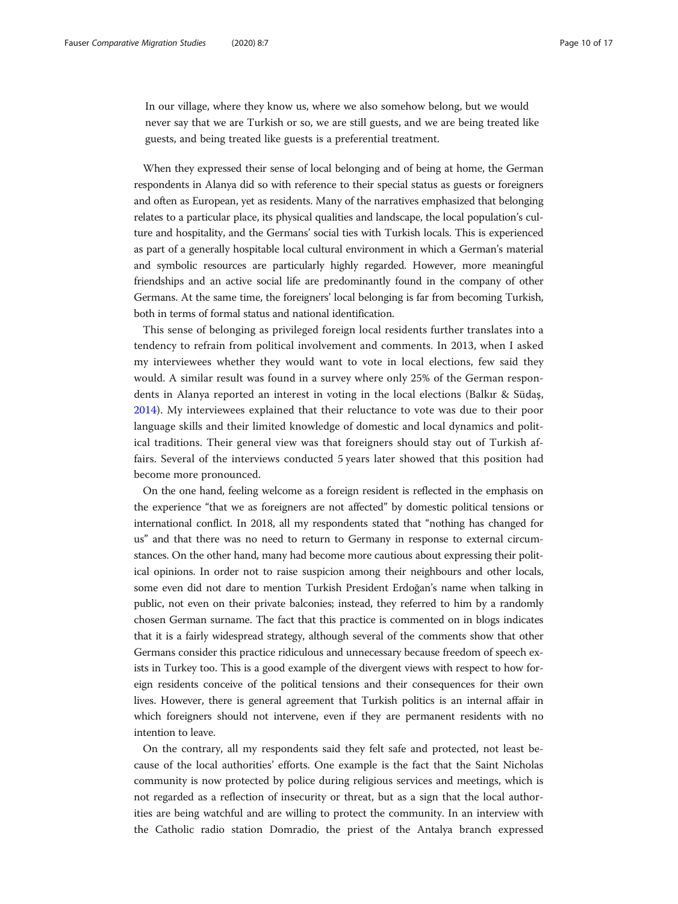> In our village, where they know us, where we also somehow belong, but we would never say that we are Turkish or so, we are still guests, and we are being treated like guests, and being treated like guests is a preferential treatment.

When they expressed their sense of local belonging and of being at home, the German respondents in Alanya did so with reference to their special status as guests or foreigners and often as European, yet as residents. Many of the narratives emphasized that belonging relates to a particular place, its physical qualities and landscape, the local population's culture and hospitality, and the Germans' social ties with Turkish locals. This is experienced as part of a generally hospitable local cultural environment in which a German's material and symbolic resources are particularly highly regarded. However, more meaningful friendships and an active social life are predominantly found in the company of other Germans. At the same time, the foreigners' local belonging is far from becoming Turkish, both in terms of formal status and national identification.

This sense of belonging as privileged foreign local residents further translates into a tendency to refrain from political involvement and comments. In 2013, when I asked my interviewees whether they would want to vote in local elections, few said they would. A similar result was found in a survey where only 25% of the German respondents in Alanya reported an interest in voting in the local elections (Balkır & Südaş, 2014). My interviewees explained that their reluctance to vote was due to their poor language skills and their limited knowledge of domestic and local dynamics and political traditions. Their general view was that foreigners should stay out of Turkish affairs. Several of the interviews conducted 5 years later showed that this position had become more pronounced.

On the one hand, feeling welcome as a foreign resident is reflected in the emphasis on the experience "that we as foreigners are not affected" by domestic political tensions or international conflict. In 2018, all my respondents stated that "nothing has changed for us" and that there was no need to return to Germany in response to external circumstances. On the other hand, many had become more cautious about expressing their political opinions. In order not to raise suspicion among their neighbours and other locals, some even did not dare to mention Turkish President Erdoğan's name when talking in public, not even on their private balconies; instead, they referred to him by a randomly chosen German surname. The fact that this practice is commented on in blogs indicates that it is a fairly widespread strategy, although several of the comments show that other Germans consider this practice ridiculous and unnecessary because freedom of speech exists in Turkey too. This is a good example of the divergent views with respect to how foreign residents conceive of the political tensions and their consequences for their own lives. However, there is general agreement that Turkish politics is an internal affair in which foreigners should not intervene, even if they are permanent residents with no intention to leave.

On the contrary, all my respondents said they felt safe and protected, not least because of the local authorities' efforts. One example is the fact that the Saint Nicholas community is now protected by police during religious services and meetings, which is not regarded as a reflection of insecurity or threat, but as a sign that the local authorities are being watchful and are willing to protect the community. In an interview with the Catholic radio station Domradio, the priest of the Antalya branch expressed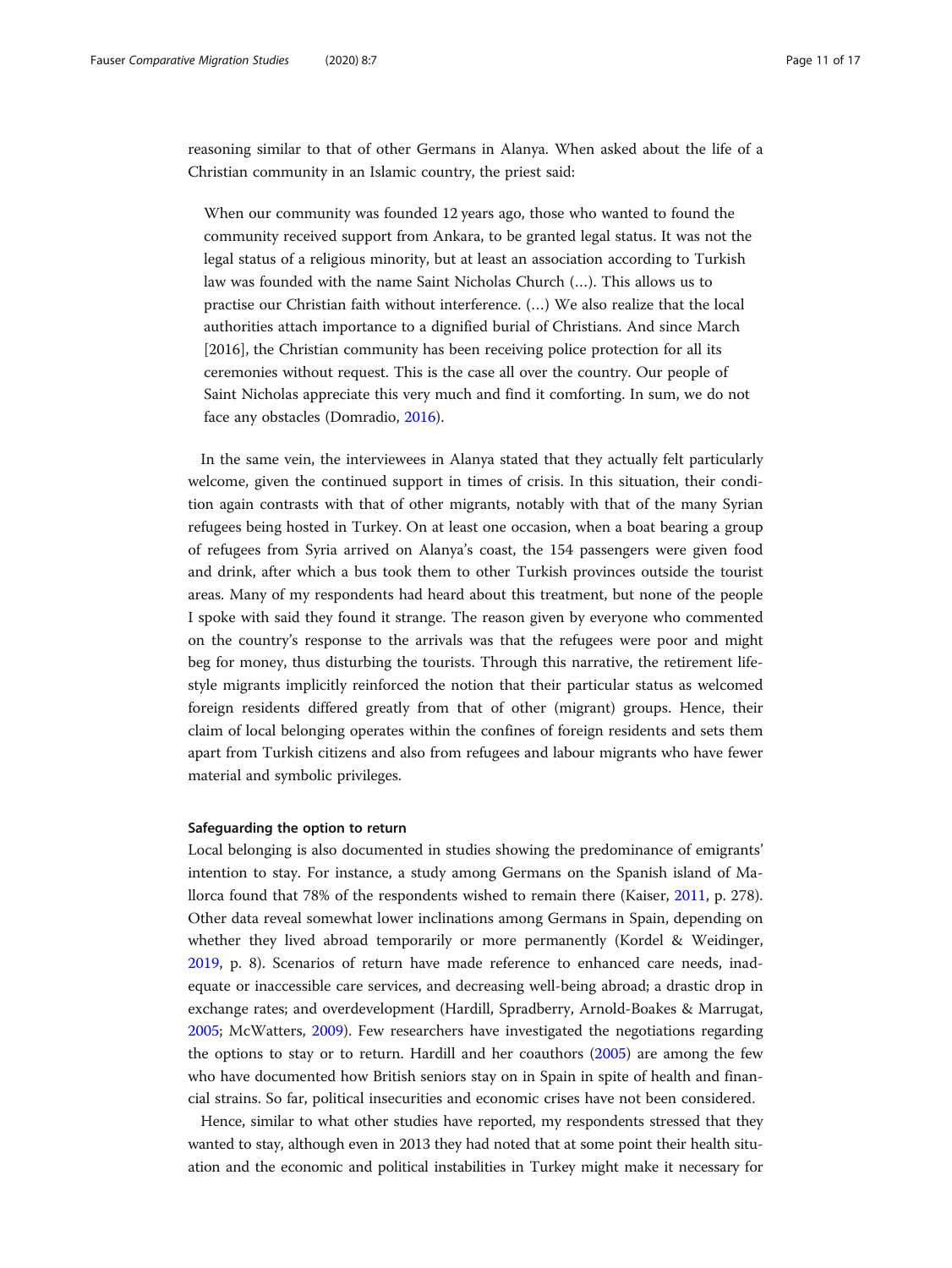reasoning similar to that of other Germans in Alanya. When asked about the life of a Christian community in an Islamic country, the priest said:

> When our community was founded 12 years ago, those who wanted to found the community received support from Ankara, to be granted legal status. It was not the legal status of a religious minority, but at least an association according to Turkish law was founded with the name Saint Nicholas Church (…). This allows us to practise our Christian faith without interference. (…) We also realize that the local authorities attach importance to a dignified burial of Christians. And since March [2016], the Christian community has been receiving police protection for all its ceremonies without request. This is the case all over the country. Our people of Saint Nicholas appreciate this very much and find it comforting. In sum, we do not face any obstacles (Domradio, 2016).

In the same vein, the interviewees in Alanya stated that they actually felt particularly welcome, given the continued support in times of crisis. In this situation, their condition again contrasts with that of other migrants, notably with that of the many Syrian refugees being hosted in Turkey. On at least one occasion, when a boat bearing a group of refugees from Syria arrived on Alanya's coast, the 154 passengers were given food and drink, after which a bus took them to other Turkish provinces outside the tourist areas. Many of my respondents had heard about this treatment, but none of the people I spoke with said they found it strange. The reason given by everyone who commented on the country's response to the arrivals was that the refugees were poor and might beg for money, thus disturbing the tourists. Through this narrative, the retirement lifestyle migrants implicitly reinforced the notion that their particular status as welcomed foreign residents differed greatly from that of other (migrant) groups. Hence, their claim of local belonging operates within the confines of foreign residents and sets them apart from Turkish citizens and also from refugees and labour migrants who have fewer material and symbolic privileges.

#### Safeguarding the option to return

Local belonging is also documented in studies showing the predominance of emigrants' intention to stay. For instance, a study among Germans on the Spanish island of Mallorca found that 78% of the respondents wished to remain there (Kaiser, 2011, p. 278). Other data reveal somewhat lower inclinations among Germans in Spain, depending on whether they lived abroad temporarily or more permanently (Kordel & Weidinger, 2019, p. 8). Scenarios of return have made reference to enhanced care needs, inadequate or inaccessible care services, and decreasing well-being abroad; a drastic drop in exchange rates; and overdevelopment (Hardill, Spradberry, Arnold-Boakes & Marrugat, 2005; McWatters, 2009). Few researchers have investigated the negotiations regarding the options to stay or to return. Hardill and her coauthors (2005) are among the few who have documented how British seniors stay on in Spain in spite of health and financial strains. So far, political insecurities and economic crises have not been considered.

Hence, similar to what other studies have reported, my respondents stressed that they wanted to stay, although even in 2013 they had noted that at some point their health situation and the economic and political instabilities in Turkey might make it necessary for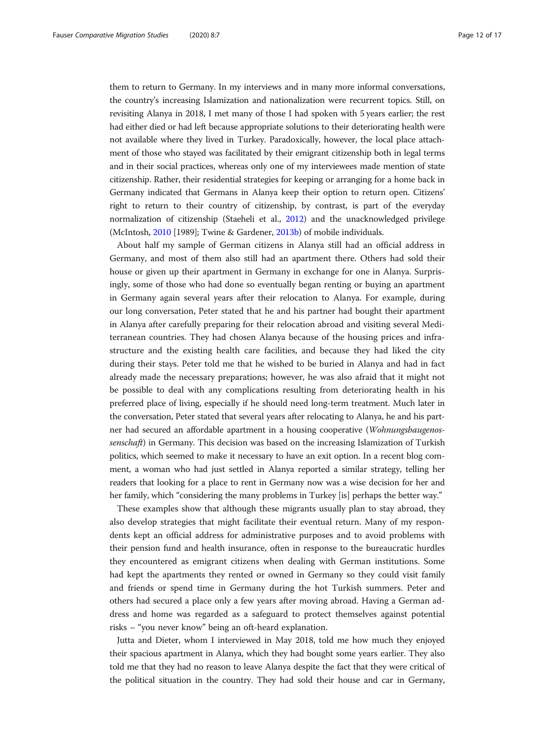them to return to Germany. In my interviews and in many more informal conversations, the country's increasing Islamization and nationalization were recurrent topics. Still, on revisiting Alanya in 2018, I met many of those I had spoken with 5 years earlier; the rest had either died or had left because appropriate solutions to their deteriorating health were not available where they lived in Turkey. Paradoxically, however, the local place attachment of those who stayed was facilitated by their emigrant citizenship both in legal terms and in their social practices, whereas only one of my interviewees made mention of state citizenship. Rather, their residential strategies for keeping or arranging for a home back in Germany indicated that Germans in Alanya keep their option to return open. Citizens' right to return to their country of citizenship, by contrast, is part of the everyday normalization of citizenship (Staeheli et al., 2012) and the unacknowledged privilege (McIntosh, 2010 [1989]; Twine & Gardener, 2013b) of mobile individuals.

About half my sample of German citizens in Alanya still had an official address in Germany, and most of them also still had an apartment there. Others had sold their house or given up their apartment in Germany in exchange for one in Alanya. Surprisingly, some of those who had done so eventually began renting or buying an apartment in Germany again several years after their relocation to Alanya. For example, during our long conversation, Peter stated that he and his partner had bought their apartment in Alanya after carefully preparing for their relocation abroad and visiting several Mediterranean countries. They had chosen Alanya because of the housing prices and infrastructure and the existing health care facilities, and because they had liked the city during their stays. Peter told me that he wished to be buried in Alanya and had in fact already made the necessary preparations; however, he was also afraid that it might not be possible to deal with any complications resulting from deteriorating health in his preferred place of living, especially if he should need long-term treatment. Much later in the conversation, Peter stated that several years after relocating to Alanya, he and his partner had secured an affordable apartment in a housing cooperative (*Wohnungsbaugenossenschaft*) in Germany. This decision was based on the increasing Islamization of Turkish politics, which seemed to make it necessary to have an exit option. In a recent blog comment, a woman who had just settled in Alanya reported a similar strategy, telling her readers that looking for a place to rent in Germany now was a wise decision for her and her family, which "considering the many problems in Turkey [is] perhaps the better way."

These examples show that although these migrants usually plan to stay abroad, they also develop strategies that might facilitate their eventual return. Many of my respondents kept an official address for administrative purposes and to avoid problems with their pension fund and health insurance, often in response to the bureaucratic hurdles they encountered as emigrant citizens when dealing with German institutions. Some had kept the apartments they rented or owned in Germany so they could visit family and friends or spend time in Germany during the hot Turkish summers. Peter and others had secured a place only a few years after moving abroad. Having a German address and home was regarded as a safeguard to protect themselves against potential risks – "you never know" being an oft-heard explanation.

Jutta and Dieter, whom I interviewed in May 2018, told me how much they enjoyed their spacious apartment in Alanya, which they had bought some years earlier. They also told me that they had no reason to leave Alanya despite the fact that they were critical of the political situation in the country. They had sold their house and car in Germany,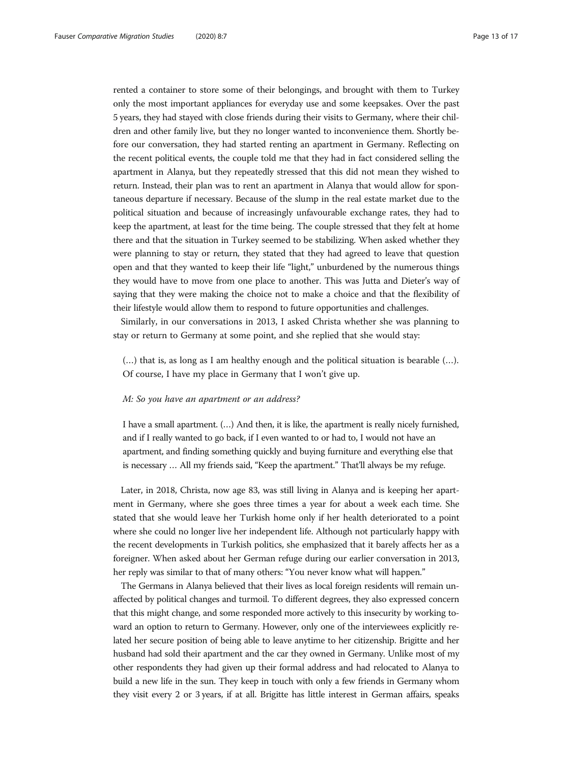rented a container to store some of their belongings, and brought with them to Turkey only the most important appliances for everyday use and some keepsakes. Over the past 5 years, they had stayed with close friends during their visits to Germany, where their children and other family live, but they no longer wanted to inconvenience them. Shortly before our conversation, they had started renting an apartment in Germany. Reflecting on the recent political events, the couple told me that they had in fact considered selling the apartment in Alanya, but they repeatedly stressed that this did not mean they wished to return. Instead, their plan was to rent an apartment in Alanya that would allow for spontaneous departure if necessary. Because of the slump in the real estate market due to the political situation and because of increasingly unfavourable exchange rates, they had to keep the apartment, at least for the time being. The couple stressed that they felt at home there and that the situation in Turkey seemed to be stabilizing. When asked whether they were planning to stay or return, they stated that they had agreed to leave that question open and that they wanted to keep their life "light," unburdened by the numerous things they would have to move from one place to another. This was Jutta and Dieter's way of saying that they were making the choice not to make a choice and that the flexibility of their lifestyle would allow them to respond to future opportunities and challenges.

Similarly, in our conversations in 2013, I asked Christa whether she was planning to stay or return to Germany at some point, and she replied that she would stay:

> (…) that is, as long as I am healthy enough and the political situation is bearable (…). Of course, I have my place in Germany that I won't give up.
>
> *M: So you have an apartment or an address?*
>
> I have a small apartment. (…) And then, it is like, the apartment is really nicely furnished, and if I really wanted to go back, if I even wanted to or had to, I would not have an apartment, and finding something quickly and buying furniture and everything else that is necessary … All my friends said, "Keep the apartment." That'll always be my refuge.

Later, in 2018, Christa, now age 83, was still living in Alanya and is keeping her apartment in Germany, where she goes three times a year for about a week each time. She stated that she would leave her Turkish home only if her health deteriorated to a point where she could no longer live her independent life. Although not particularly happy with the recent developments in Turkish politics, she emphasized that it barely affects her as a foreigner. When asked about her German refuge during our earlier conversation in 2013, her reply was similar to that of many others: "You never know what will happen."

The Germans in Alanya believed that their lives as local foreign residents will remain unaffected by political changes and turmoil. To different degrees, they also expressed concern that this might change, and some responded more actively to this insecurity by working toward an option to return to Germany. However, only one of the interviewees explicitly related her secure position of being able to leave anytime to her citizenship. Brigitte and her husband had sold their apartment and the car they owned in Germany. Unlike most of my other respondents they had given up their formal address and had relocated to Alanya to build a new life in the sun. They keep in touch with only a few friends in Germany whom they visit every 2 or 3 years, if at all. Brigitte has little interest in German affairs, speaks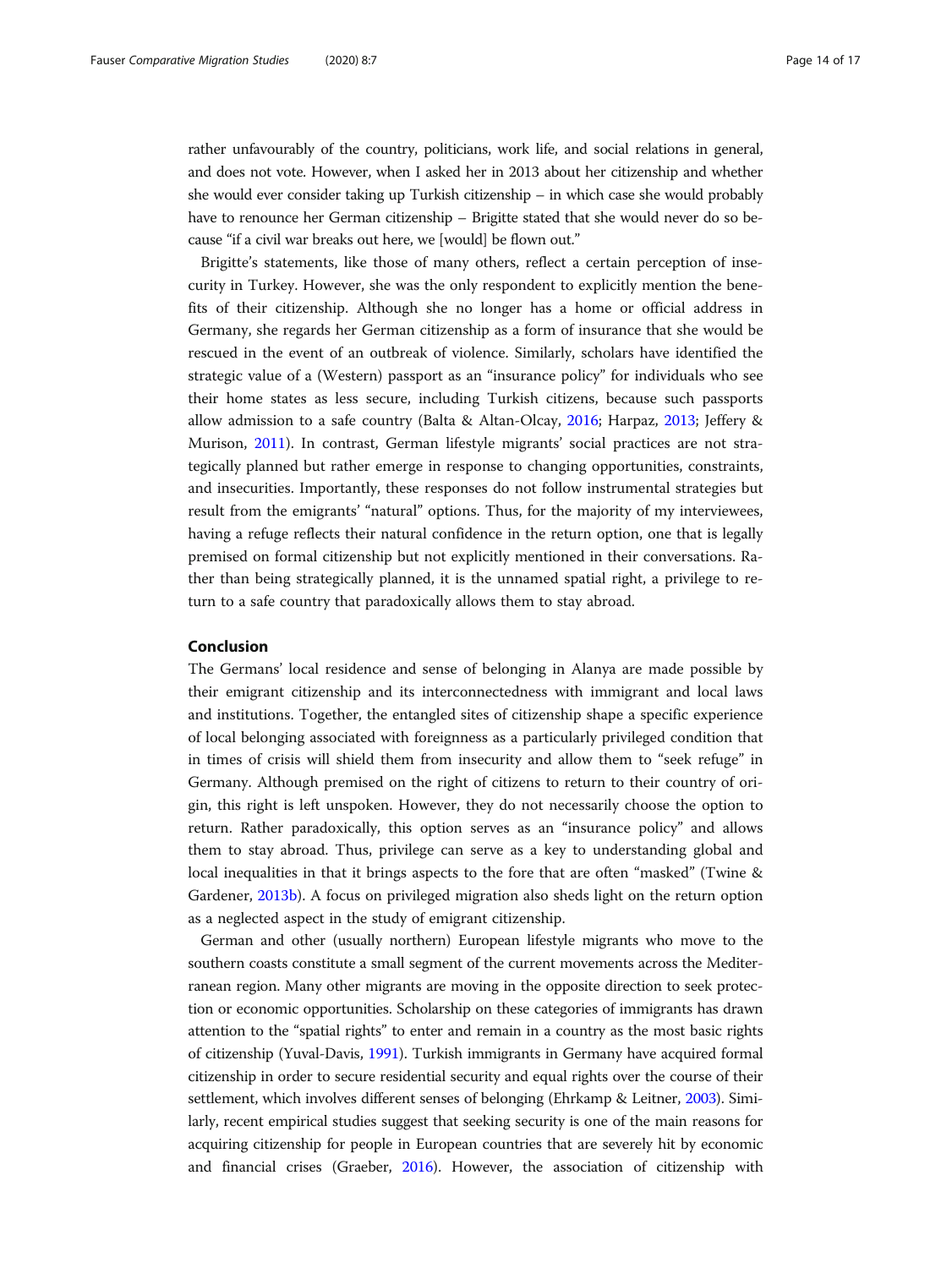rather unfavourably of the country, politicians, work life, and social relations in general, and does not vote. However, when I asked her in 2013 about her citizenship and whether she would ever consider taking up Turkish citizenship – in which case she would probably have to renounce her German citizenship – Brigitte stated that she would never do so because "if a civil war breaks out here, we [would] be flown out."

Brigitte's statements, like those of many others, reflect a certain perception of insecurity in Turkey. However, she was the only respondent to explicitly mention the benefits of their citizenship. Although she no longer has a home or official address in Germany, she regards her German citizenship as a form of insurance that she would be rescued in the event of an outbreak of violence. Similarly, scholars have identified the strategic value of a (Western) passport as an "insurance policy" for individuals who see their home states as less secure, including Turkish citizens, because such passports allow admission to a safe country (Balta & Altan-Olcay, 2016; Harpaz, 2013; Jeffery & Murison, 2011). In contrast, German lifestyle migrants' social practices are not strategically planned but rather emerge in response to changing opportunities, constraints, and insecurities. Importantly, these responses do not follow instrumental strategies but result from the emigrants' "natural" options. Thus, for the majority of my interviewees, having a refuge reflects their natural confidence in the return option, one that is legally premised on formal citizenship but not explicitly mentioned in their conversations. Rather than being strategically planned, it is the unnamed spatial right, a privilege to return to a safe country that paradoxically allows them to stay abroad.

## Conclusion

The Germans' local residence and sense of belonging in Alanya are made possible by their emigrant citizenship and its interconnectedness with immigrant and local laws and institutions. Together, the entangled sites of citizenship shape a specific experience of local belonging associated with foreignness as a particularly privileged condition that in times of crisis will shield them from insecurity and allow them to "seek refuge" in Germany. Although premised on the right of citizens to return to their country of origin, this right is left unspoken. However, they do not necessarily choose the option to return. Rather paradoxically, this option serves as an "insurance policy" and allows them to stay abroad. Thus, privilege can serve as a key to understanding global and local inequalities in that it brings aspects to the fore that are often "masked" (Twine & Gardener, 2013b). A focus on privileged migration also sheds light on the return option as a neglected aspect in the study of emigrant citizenship.

German and other (usually northern) European lifestyle migrants who move to the southern coasts constitute a small segment of the current movements across the Mediterranean region. Many other migrants are moving in the opposite direction to seek protection or economic opportunities. Scholarship on these categories of immigrants has drawn attention to the "spatial rights" to enter and remain in a country as the most basic rights of citizenship (Yuval-Davis, 1991). Turkish immigrants in Germany have acquired formal citizenship in order to secure residential security and equal rights over the course of their settlement, which involves different senses of belonging (Ehrkamp & Leitner, 2003). Similarly, recent empirical studies suggest that seeking security is one of the main reasons for acquiring citizenship for people in European countries that are severely hit by economic and financial crises (Graeber, 2016). However, the association of citizenship with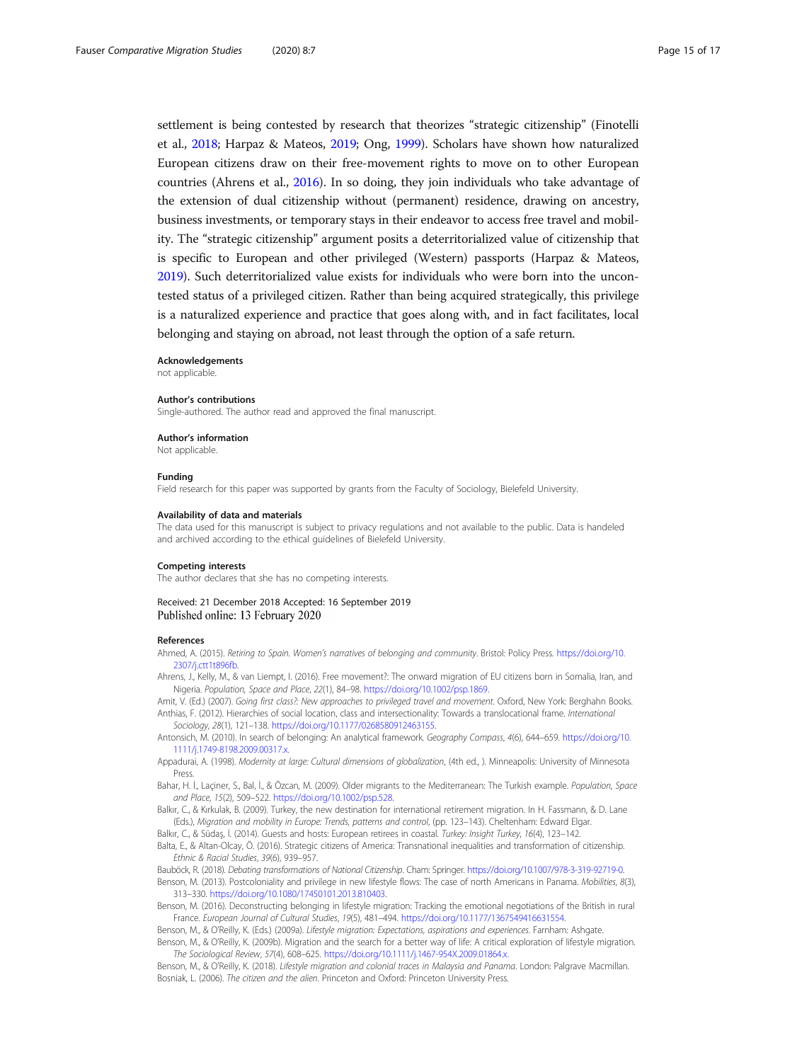settlement is being contested by research that theorizes "strategic citizenship" (Finotelli et al., 2018; Harpaz & Mateos, 2019; Ong, 1999). Scholars have shown how naturalized European citizens draw on their free-movement rights to move on to other European countries (Ahrens et al., 2016). In so doing, they join individuals who take advantage of the extension of dual citizenship without (permanent) residence, drawing on ancestry, business investments, or temporary stays in their endeavor to access free travel and mobility. The "strategic citizenship" argument posits a deterritorialized value of citizenship that is specific to European and other privileged (Western) passports (Harpaz & Mateos, 2019). Such deterritorialized value exists for individuals who were born into the uncontested status of a privileged citizen. Rather than being acquired strategically, this privilege is a naturalized experience and practice that goes along with, and in fact facilitates, local belonging and staying on abroad, not least through the option of a safe return.

#### Acknowledgements
not applicable.

#### Author's contributions
Single-authored. The author read and approved the final manuscript.

#### Author's information
Not applicable.

#### Funding
Field research for this paper was supported by grants from the Faculty of Sociology, Bielefeld University.

#### Availability of data and materials
The data used for this manuscript is subject to privacy regulations and not available to the public. Data is handeled and archived according to the ethical guidelines of Bielefeld University.

#### Competing interests
The author declares that she has no competing interests.

Received: 21 December 2018 Accepted: 16 September 2019
Published online: 13 February 2020

#### References

Ahmed, A. (2015). *Retiring to Spain. Women's narratives of belonging and community*. Bristol: Policy Press. https://doi.org/10.2307/j.ctt1t896fb.

Ahrens, J., Kelly, M., & van Liempt, I. (2016). Free movement?: The onward migration of EU citizens born in Somalia, Iran, and Nigeria. *Population, Space and Place*, *22*(1), 84–98. https://doi.org/10.1002/psp.1869.

Amit, V. (Ed.) (2007). *Going first class?: New approaches to privileged travel and movement*. Oxford, New York: Berghahn Books.

Anthias, F. (2012). Hierarchies of social location, class and intersectionality: Towards a translocational frame. *International Sociology*, *28*(1), 121–138. https://doi.org/10.1177/0268580912463155.

Antonsich, M. (2010). In search of belonging: An analytical framework. *Geography Compass*, *4*(6), 644–659. https://doi.org/10.1111/j.1749-8198.2009.00317.x.

Appadurai, A. (1998). *Modernity at large: Cultural dimensions of globalization*, (4th ed., ). Minneapolis: University of Minnesota Press.

Bahar, H. İ., Laçiner, S., Bal, İ., & Özcan, M. (2009). Older migrants to the Mediterranean: The Turkish example. *Population, Space and Place*, *15*(2), 509–522. https://doi.org/10.1002/psp.528.

Balkır, C., & Kırkulak, B. (2009). Turkey, the new destination for international retirement migration. In H. Fassmann, & D. Lane (Eds.), *Migration and mobility in Europe: Trends, patterns and control*, (pp. 123–143). Cheltenham: Edward Elgar.

Balkır, C., & Südaş, İ. (2014). Guests and hosts: European retirees in coastal. *Turkey: Insight Turkey*, *16*(4), 123–142.

Balta, E., & Altan-Olcay, Ö. (2016). Strategic citizens of America: Transnational inequalities and transformation of citizenship. *Ethnic & Racial Studies*, *39*(6), 939–957.

Bauböck, R. (2018). *Debating transformations of National Citizenship*. Cham: Springer. https://doi.org/10.1007/978-3-319-92719-0.

Benson, M. (2013). Postcoloniality and privilege in new lifestyle flows: The case of north Americans in Panama. *Mobilities*, *8*(3), 313–330. https://doi.org/10.1080/17450101.2013.810403.

Benson, M. (2016). Deconstructing belonging in lifestyle migration: Tracking the emotional negotiations of the British in rural France. *European Journal of Cultural Studies*, *19*(5), 481–494. https://doi.org/10.1177/1367549416631554.

Benson, M., & O'Reilly, K. (Eds.) (2009a). *Lifestyle migration: Expectations, aspirations and experiences*. Farnham: Ashgate.

Benson, M., & O'Reilly, K. (2009b). Migration and the search for a better way of life: A critical exploration of lifestyle migration. *The Sociological Review*, *57*(4), 608–625. https://doi.org/10.1111/j.1467-954X.2009.01864.x.

Benson, M., & O'Reilly, K. (2018). *Lifestyle migration and colonial traces in Malaysia and Panama*. London: Palgrave Macmillan.

Bosniak, L. (2006). *The citizen and the alien*. Princeton and Oxford: Princeton University Press.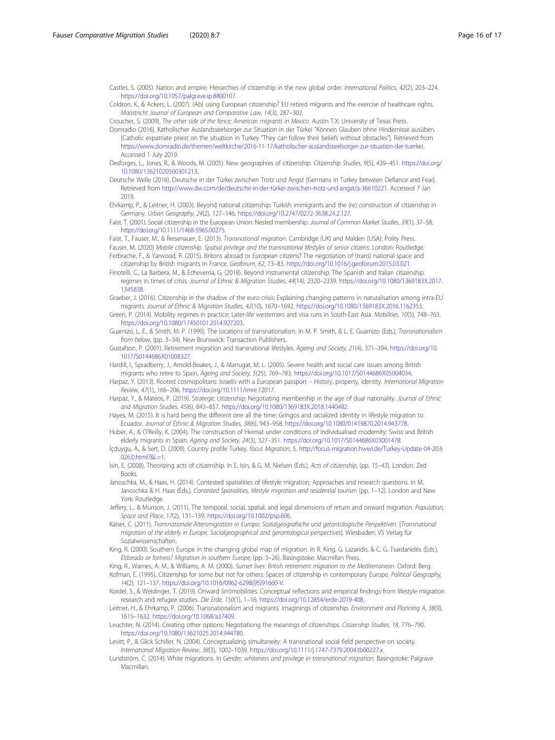Castles, S. (2005). Nation and empire: Hierarchies of citizenship in the new global order. *International Politics*, *42*(2), 203–224. https://doi.org/10.1057/palgrave.ip.8800107.

Coldron, K., & Ackers, L. (2007). (Ab) using European citizenship? EU retired migrants and the exercise of healthcare rights. *Maastricht Journal of European and Comparative Law*, *14*(3), 287–302.

Croucher, S. (2009). *The other side of the fence: American migrants in Mexico*. Austin T.X: University of Texas Press.

Domradio (2016). Katholischer Auslandsseelsorger zur Situation in der Türkei "Können Glauben ohne Hindernisse ausüben. [Catholic expatriate priest on the situation in Turkey "They can follow their beliefs without obstacles"]. Retrieved from https://www.domradio.de/themen/weltkirche/2016-11-17/katholischer-auslandsseelsorger-zur-situation-der-tuerkei. Accessed 1 July 2019.

Desforges, L., Jones, R., & Woods, M. (2005). New geographies of citizenship. *Citizenship Studies*, *9*(5), 439–451. https://doi.org/10.1080/13621020500301213.

Deutsche Welle (2016). Deutsche in der Türkei zwischen Trotz und Angst [Germans in Turkey between Defiance and Fear]. Retrieved from http://www.dw.com/de/deutsche-in-der-türkei-zwischen-trotz-und-angst/a-36610221. Accessed 7 Jan 2019.

Ehrkamp, P., & Leitner, H. (2003). Beyond national citizenship: Turkish immigrants and the (re) construction of citizenship in Germany. *Urban Geography*, *24*(2), 127–146. https://doi.org/10.2747/0272-3638.24.2.127.

Faist, T. (2001). Social citizenship in the European Union: Nested membership. *Journal of Common Market Studies*, *39*(1), 37–58. https://doi.org/10.1111/1468-5965.00275.

Faist, T., Fauser, M., & Reisenauer, E. (2013). *Transnational migration*. Cambridge (UK) and Malden (USA): Polity Press.

Fauser, M. (2020) *Mobile citizenship. Spatial privilege and the transnational lifestyles of senior citizens*. London: Routledge.

Ferbrache, F., & Yarwood, R. (2015). Britons abroad or European citizens? The negotiation of (trans) national space and citizenship by British migrants in France. *Geoforum*, *62*, 73–83. https://doi.org/10.1016/j.geoforum.2015.03.021.

Finotelli, C., La Barbera, M., & Echeverría, G. (2018). Beyond instrumental citizenship: The Spanish and Italian citizenship regimes in times of crisis. *Journal of Ethnic & Migration Studies*, *44*(14), 2320–2339. https://doi.org/10.1080/1369183X.2017.1345838.

Graeber, J. (2016). Citizenship in the shadow of the euro crisis: Explaining changing patterns in naturalisation among intra-EU migrants. *Journal of Ethnic & Migration Studies*, *42*(10), 1670–1692. https://doi.org/10.1080/1369183X.2016.1162353.

Green, P. (2014). Mobility regimes in practice: Later-life westerners and visa runs in South-East Asia. *Mobilities*, *10*(5), 748–763. https://doi.org/10.1080/17450101.2014.927203.

Guarnizo, L. E., & Smith, M. P. (1999). The locations of transnationalism. In M. P. Smith, & L. E. Guarnizo (Eds.), *Transnationalism from below*, (pp. 3–34). New Brunswick: Transaction Publishers.

Gustafson, P. (2001). Retirement migration and transnational lifestyles. *Ageing and Society*, *21*(4), 371–394. https://doi.org/10.1017/S0144686X01008327.

Hardill, I., Spradberry, J., Arnold-Boakes, J., & Marrugat, M. L. (2005). Severe health and social care issues among British migrants who retire to Spain. *Ageing and Society*, *5*(25), 769–783. https://doi.org/10.1017/S0144686X05004034.

Harpaz, Y. (2013). Rooted cosmopolitans: Israelis with a European passport – History, property, identity. *International Migration Review*, *47*(1), 166–206. https://doi.org/10.1111/imre.12017.

Harpaz, Y., & Mateos, P. (2019). Strategic citizenship: Negotiating membership in the age of dual nationality. *Journal of Ethnic and Migration Studies*, *45*(6), 843–857. https://doi.org/10.1080/1369183X.2018.1440482.

Hayes, M. (2015). It is hard being the different one all the time: Gringos and racialized identity in lifestyle migration to Ecuador. *Journal of Ethnic & Migration Studies*, *38*(6), 943–958. https://doi.org/10.1080/01419870.2014.943778.

Huber, A., & O'Reilly, K. (2004). The construction of Heimat under conditions of individualised modernity: Swiss and British elderly migrants in Spain. *Ageing and Society*, *24*(3), 327–351. https://doi.org/10.1017/S0144686X03001478.

İçduygu, A., & Sert, D. (2009). Country profile Turkey. *focus Migration*, 5. http://focus-migration.hwwi.de/Turkey-Update-04-20.6026.0.html?&L=1.

Isin, E. (2008). Theorizing acts of citizenship. In E. Isin, & G. M. Nielsen (Eds.), *Acts of citizenship*, (pp. 15–43). London: Zed Books.

Janoschka, M., & Haas, H. (2014). Contested spatialities of lifestyle migration: Approaches and research questions. In M. Janoschka & H. Haas (Eds.), *Contested Spatialities, lifestyle migration and residential tourism* (pp. 1–12). London and New York: Routledge.

Jeffery, L., & Murison, J. (2011). The temporal, social, spatial, and legal dimensions of return and onward migration. *Population, Space and Place*, *17*(2), 131–139. https://doi.org/10.1002/psp.606.

Kaiser, C. (2011). *Transnationale Altersmigration in Europa: Sozialgeografische und gerontologische Perspektiven*. [*Transnational migration of the elderly in Europe. Socialgeographical and gerontological perspectives*]. Wiesbaden: VS Verlag für Sozialwissenschaften.

King, R. (2000). Southern Europe in the changing global map of migration. In R. King, G. Lazaridis, & C. G. Tsardanidēs (Eds.), *Eldorado or fortress? Migration in southern Europe*, (pp. 3–26). Basingstoke: Macmillan Press.

King, R., Warnes, A. M., & Williams, A. M. (2000). *Sunset lives: British retirement migration to the Mediterranean*. Oxford: Berg.

Kofman, E. (1995). Citizenship for some but not for others: Spaces of citizenship in contemporary Europe. *Political Geography*, *14*(2), 121–137. https://doi.org/10.1016/0962-6298(95)91660-V.

Kordel, S., & Weidinger, T. (2019). Onward (im)mobilities: Conceptual reflections and empirical findings from lifestyle migration research and refugee studies. *Die Erde*, *150*(1), 1–16. https://doi.org/10.12854/erde-2019-408.

Leitner, H., & Ehrkamp, P. (2006). Transnationalism and migrants' imaginings of citizenship. *Environment and Planning A*, *38*(9), 1615–1632. https://doi.org/10.1068/a37409.

Leuchter, N. (2014). Creating other options: Negotiating the meanings of citizenships. *Citizenship Studies*, *18*, 776–790. https://doi.org/10.1080/13621025.2014.944780.

Levitt, P., & Glick Schiller, N. (2004). Conceptualizing simultaneity: A transnational social field perspective on society. *International Migration Review*, *38*(3), 1002–1039. https://doi.org/10.1111/j.1747-7379.2004.tb00227.x.

Lundström, C. (2014). White migrations. In *Gender, whiteness and privilege in transnational migration*. Basingstoke: Palgrave Macmillan.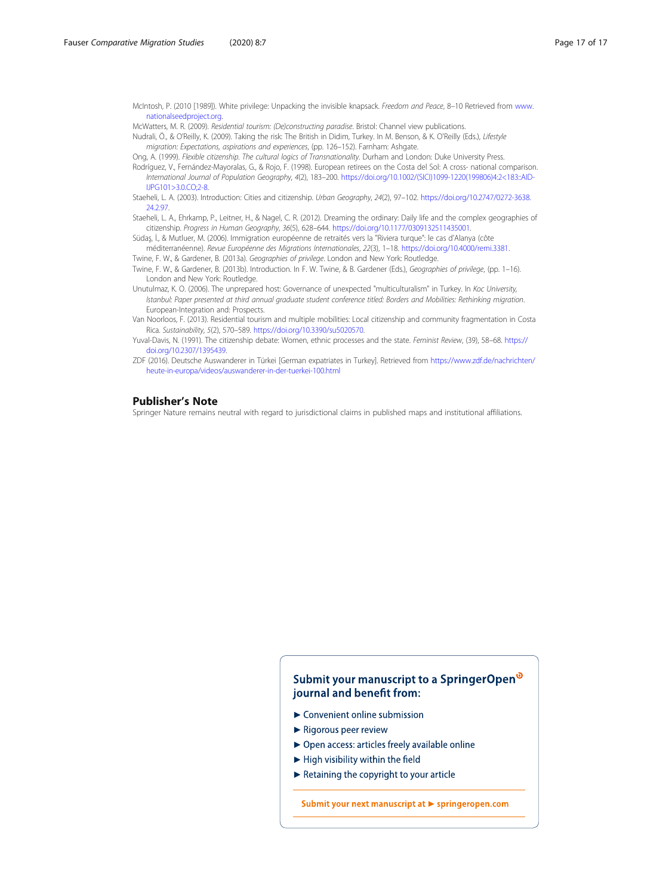McIntosh, P. (2010 [1989]). White privilege: Unpacking the invisible knapsack. *Freedom and Peace*, 8–10 Retrieved from www.nationalseedproject.org.

McWatters, M. R. (2009). *Residential tourism: (De)constructing paradise*. Bristol: Channel view publications.

Nudrali, Ö., & O'Reilly, K. (2009). Taking the risk: The British in Didim, Turkey. In M. Benson, & K. O'Reilly (Eds.), *Lifestyle migration: Expectations, aspirations and experiences*, (pp. 126–152). Farnham: Ashgate.

Ong, A. (1999). *Flexible citizenship. The cultural logics of Transnationality*. Durham and London: Duke University Press.

Rodríguez, V., Fernández-Mayoralas, G., & Rojo, F. (1998). European retirees on the Costa del Sol: A cross- national comparison. *International Journal of Population Geography*, *4*(2), 183–200. https://doi.org/10.1002/(SICI)1099-1220(199806)4:2<183::AID-IJPG101>3.0.CO;2-8.

Staeheli, L. A. (2003). Introduction: Cities and citizenship. *Urban Geography*, *24*(2), 97–102. https://doi.org/10.2747/0272-3638.24.2.97.

Staeheli, L. A., Ehrkamp, P., Leitner, H., & Nagel, C. R. (2012). Dreaming the ordinary: Daily life and the complex geographies of citizenship. *Progress in Human Geography*, *36*(5), 628–644. https://doi.org/10.1177/0309132511435001.

Südaş, İ., & Mutluer, M. (2006). Immigration européenne de retraités vers la "Riviera turque": le cas d'Alanya (côte méditerranéenne). *Revue Européenne des Migrations Internationales*, *22*(3), 1–18. https://doi.org/10.4000/remi.3381.

Twine, F. W., & Gardener, B. (2013a). *Geographies of privilege*. London and New York: Routledge.

Twine, F. W., & Gardener, B. (2013b). Introduction. In F. W. Twine, & B. Gardener (Eds.), *Geographies of privilege*, (pp. 1–16). London and New York: Routledge.

Unutulmaz, K. O. (2006). The unprepared host: Governance of unexpected "multiculturalism" in Turkey. In *Koc University, Istanbul: Paper presented at third annual graduate student conference titled: Borders and Mobilities: Rethinking migration*. European-Integration and: Prospects.

Van Noorloos, F. (2013). Residential tourism and multiple mobilities: Local citizenship and community fragmentation in Costa Rica. *Sustainability*, *5*(2), 570–589. https://doi.org/10.3390/su5020570.

Yuval-Davis, N. (1991). The citizenship debate: Women, ethnic processes and the state. *Feminist Review*, (39), 58–68. https://doi.org/10.2307/1395439.

ZDF (2016). Deutsche Auswanderer in Türkei [German expatriates in Turkey]. Retrieved from https://www.zdf.de/nachrichten/heute-in-europa/videos/auswanderer-in-der-tuerkei-100.html

## Publisher's Note

Springer Nature remains neutral with regard to jurisdictional claims in published maps and institutional affiliations.

**Submit your manuscript to a SpringerOpen journal and benefit from:**

- ► Convenient online submission
- ► Rigorous peer review
- ► Open access: articles freely available online
- ► High visibility within the field
- ► Retaining the copyright to your article

**Submit your next manuscript at ► springeropen.com**